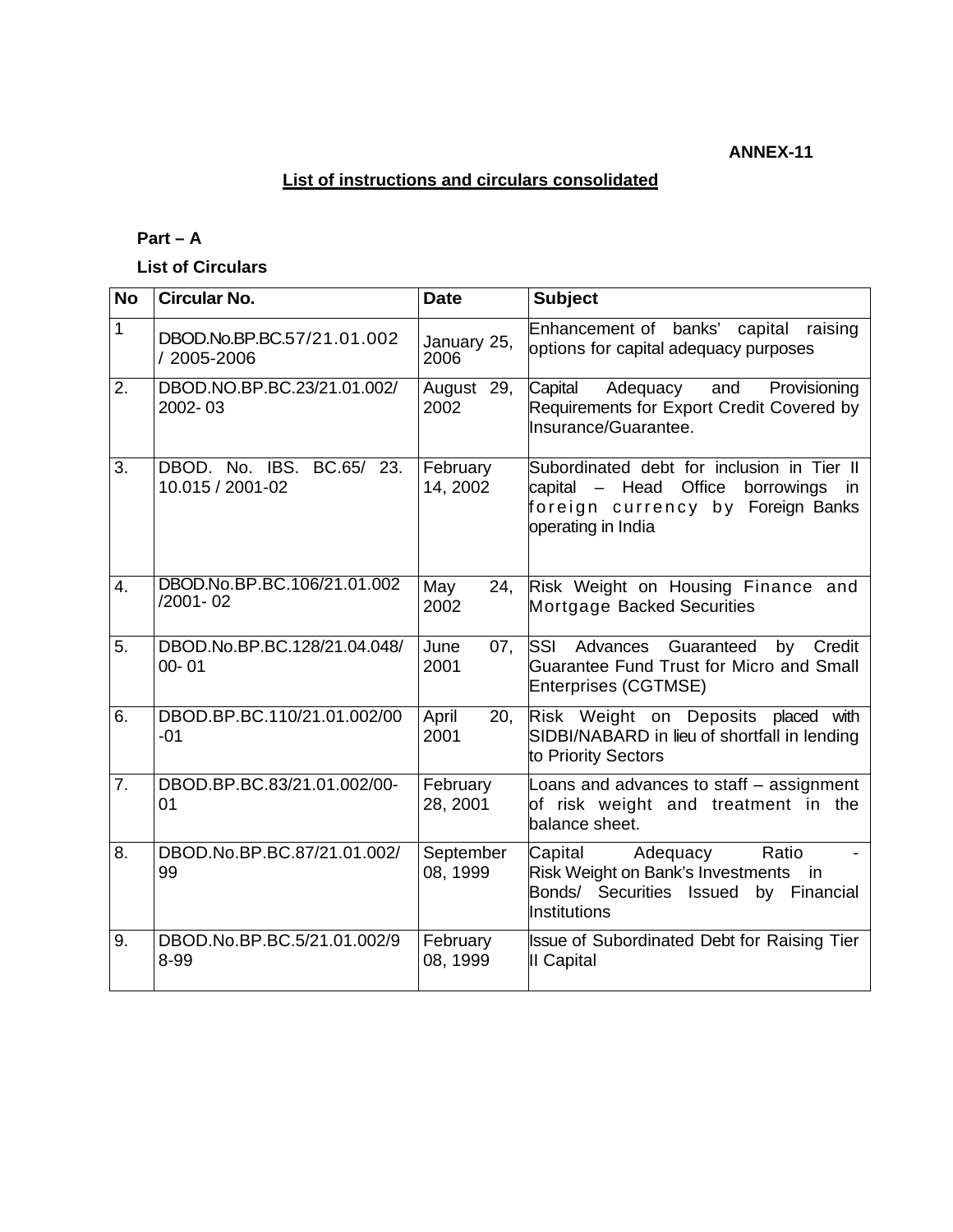**ANNEX-11**

## List of instructions and circulars consolidated

**Part – A**

**List of Circulars**

| No | Circular No. | Date | Subject |
|---|---|---|---|
| 1 | DBOD.No.BP.BC.57/21.01.002 / 2005-2006 | January 25, 2006 | Enhancement of banks' capital raising options for capital adequacy purposes |
| 2. | DBOD.NO.BP.BC.23/21.01.002/ 2002- 03 | August 29, 2002 | Capital Adequacy and Provisioning Requirements for Export Credit Covered by Insurance/Guarantee. |
| 3. | DBOD. No. IBS. BC.65/ 23. 10.015 / 2001-02 | February 14, 2002 | Subordinated debt for inclusion in Tier II capital – Head Office borrowings in foreign currency by Foreign Banks operating in India |
| 4. | DBOD.No.BP.BC.106/21.01.002 /2001- 02 | May 24, 2002 | Risk Weight on Housing Finance and Mortgage Backed Securities |
| 5. | DBOD.No.BP.BC.128/21.04.048/ 00- 01 | June 07, 2001 | SSI Advances Guaranteed by Credit Guarantee Fund Trust for Micro and Small Enterprises (CGTMSE) |
| 6. | DBOD.BP.BC.110/21.01.002/00 -01 | April 20, 2001 | Risk Weight on Deposits placed with SIDBI/NABARD in lieu of shortfall in lending to Priority Sectors |
| 7. | DBOD.BP.BC.83/21.01.002/00- 01 | February 28, 2001 | Loans and advances to staff – assignment of risk weight and treatment in the balance sheet. |
| 8. | DBOD.No.BP.BC.87/21.01.002/ 99 | September 08, 1999 | Capital Adequacy Ratio - Risk Weight on Bank's Investments in Bonds/ Securities Issued by Financial Institutions |
| 9. | DBOD.No.BP.BC.5/21.01.002/9 8-99 | February 08, 1999 | Issue of Subordinated Debt for Raising Tier II Capital |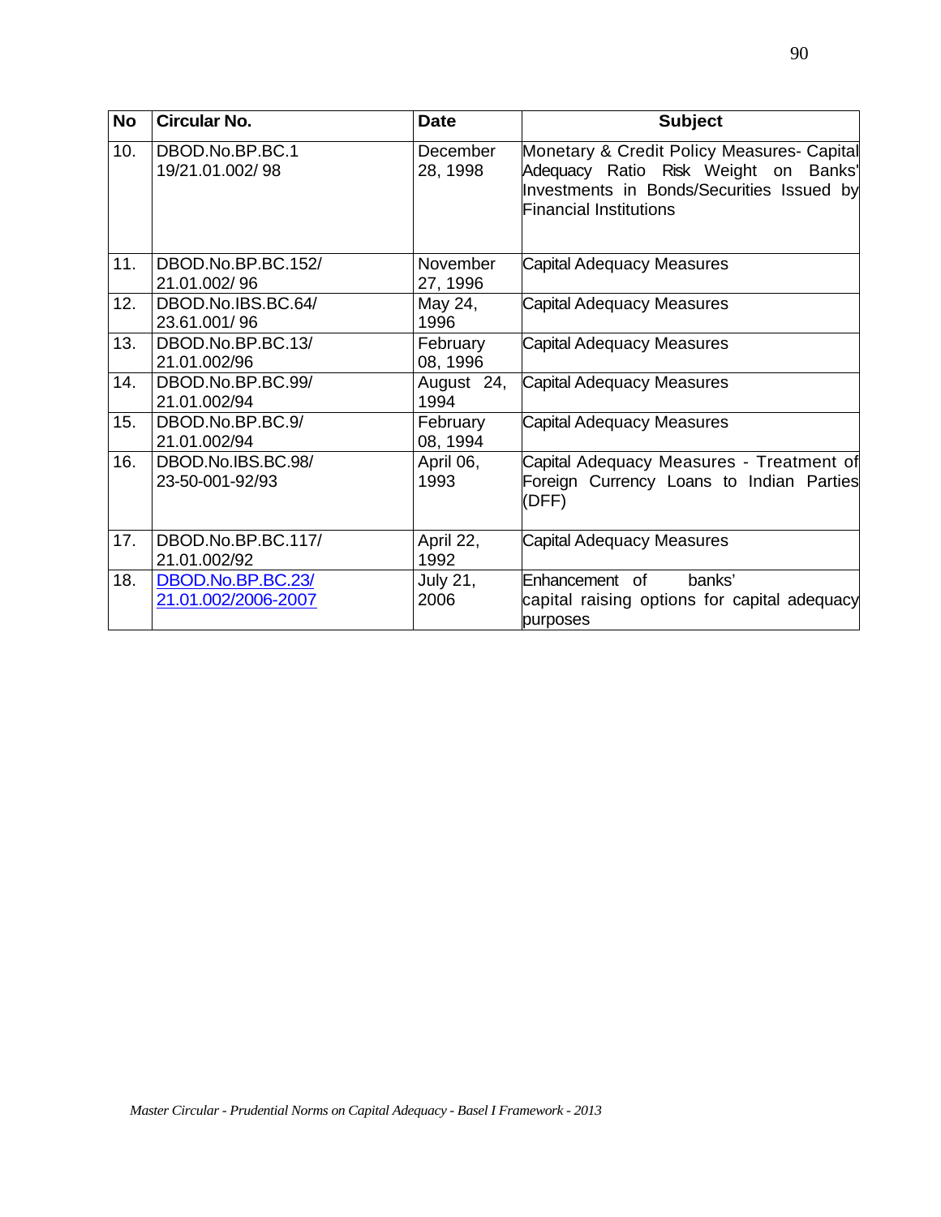| No | Circular No. | Date | Subject |
|---|---|---|---|
| 10. | DBOD.No.BP.BC.1 19/21.01.002/ 98 | December 28, 1998 | Monetary & Credit Policy Measures- Capital Adequacy Ratio Risk Weight on Banks' Investments in Bonds/Securities Issued by Financial Institutions |
| 11. | DBOD.No.BP.BC.152/ 21.01.002/ 96 | November 27, 1996 | Capital Adequacy Measures |
| 12. | DBOD.No.IBS.BC.64/ 23.61.001/ 96 | May 24, 1996 | Capital Adequacy Measures |
| 13. | DBOD.No.BP.BC.13/ 21.01.002/96 | February 08, 1996 | Capital Adequacy Measures |
| 14. | DBOD.No.BP.BC.99/ 21.01.002/94 | August 24, 1994 | Capital Adequacy Measures |
| 15. | DBOD.No.BP.BC.9/ 21.01.002/94 | February 08, 1994 | Capital Adequacy Measures |
| 16. | DBOD.No.IBS.BC.98/ 23-50-001-92/93 | April 06, 1993 | Capital Adequacy Measures - Treatment of Foreign Currency Loans to Indian Parties (DFF) |
| 17. | DBOD.No.BP.BC.117/ 21.01.002/92 | April 22, 1992 | Capital Adequacy Measures |
| 18. | DBOD.No.BP.BC.23/ 21.01.002/2006-2007 | July 21, 2006 | Enhancement of banks' capital raising options for capital adequacy purposes |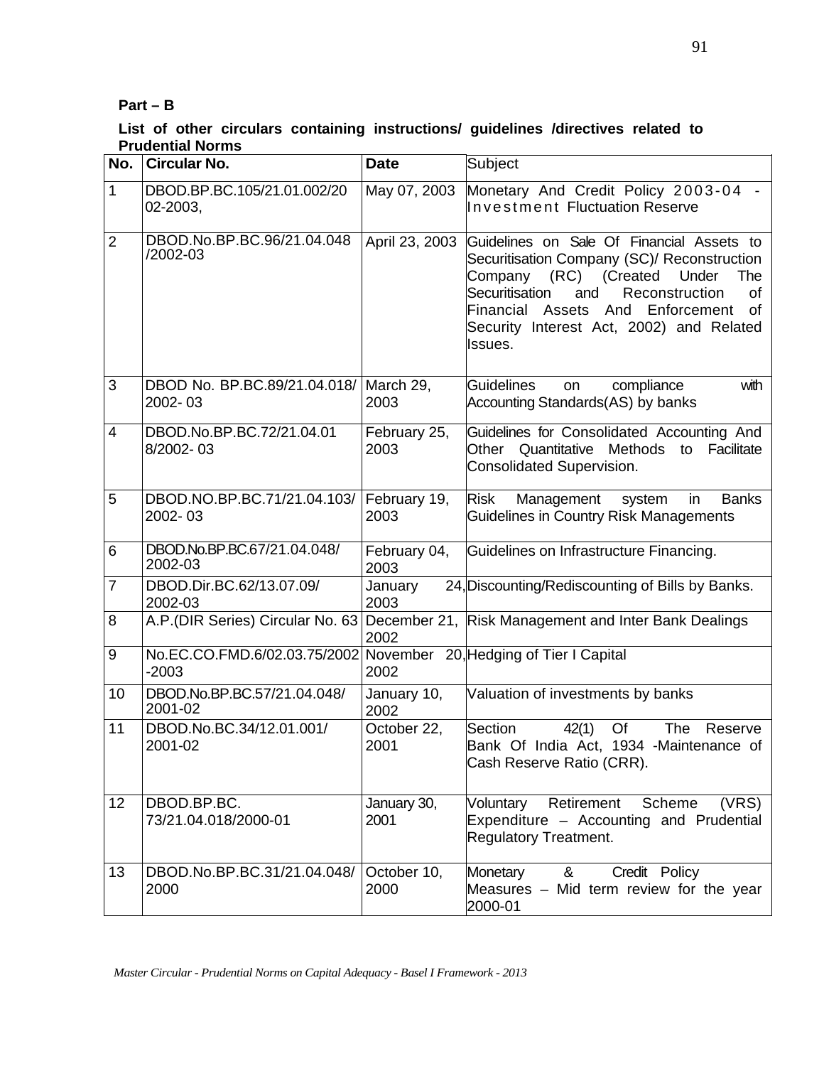**Part – B**

**List of other circulars containing instructions/ guidelines /directives related to Prudential Norms**

| No. | Circular No. | Date | Subject |
|---|---|---|---|
| 1 | DBOD.BP.BC.105/21.01.002/2002-2003, | May 07, 2003 | Monetary And Credit Policy 2003-04 - Investment Fluctuation Reserve |
| 2 | DBOD.No.BP.BC.96/21.04.048/2002-03 | April 23, 2003 | Guidelines on Sale Of Financial Assets to Securitisation Company (SC)/ Reconstruction Company (RC) (Created Under The Securitisation and Reconstruction of Financial Assets And Enforcement of Security Interest Act, 2002) and Related Issues. |
| 3 | DBOD No. BP.BC.89/21.04.018/ 2002- 03 | March 29, 2003 | Guidelines on compliance with Accounting Standards(AS) by banks |
| 4 | DBOD.No.BP.BC.72/21.04.018/2002- 03 | February 25, 2003 | Guidelines for Consolidated Accounting And Other Quantitative Methods to Facilitate Consolidated Supervision. |
| 5 | DBOD.NO.BP.BC.71/21.04.103/ 2002- 03 | February 19, 2003 | Risk Management system in Banks Guidelines in Country Risk Managements |
| 6 | DBOD.No.BP.BC.67/21.04.048/ 2002-03 | February 04, 2003 | Guidelines on Infrastructure Financing. |
| 7 | DBOD.Dir.BC.62/13.07.09/ 2002-03 | January 24, 2003 | Discounting/Rediscounting of Bills by Banks. |
| 8 | A.P.(DIR Series) Circular No. 63 | December 21, 2002 | Risk Management and Inter Bank Dealings |
| 9 | No.EC.CO.FMD.6/02.03.75/2002-2003 | November 20, 2002 | Hedging of Tier I Capital |
| 10 | DBOD.No.BP.BC.57/21.04.048/ 2001-02 | January 10, 2002 | Valuation of investments by banks |
| 11 | DBOD.No.BC.34/12.01.001/ 2001-02 | October 22, 2001 | Section 42(1) Of The Reserve Bank Of India Act, 1934 -Maintenance of Cash Reserve Ratio (CRR). |
| 12 | DBOD.BP.BC. 73/21.04.018/2000-01 | January 30, 2001 | Voluntary Retirement Scheme (VRS) Expenditure – Accounting and Prudential Regulatory Treatment. |
| 13 | DBOD.No.BP.BC.31/21.04.048/ 2000 | October 10, 2000 | Monetary & Credit Policy Measures – Mid term review for the year 2000-01 |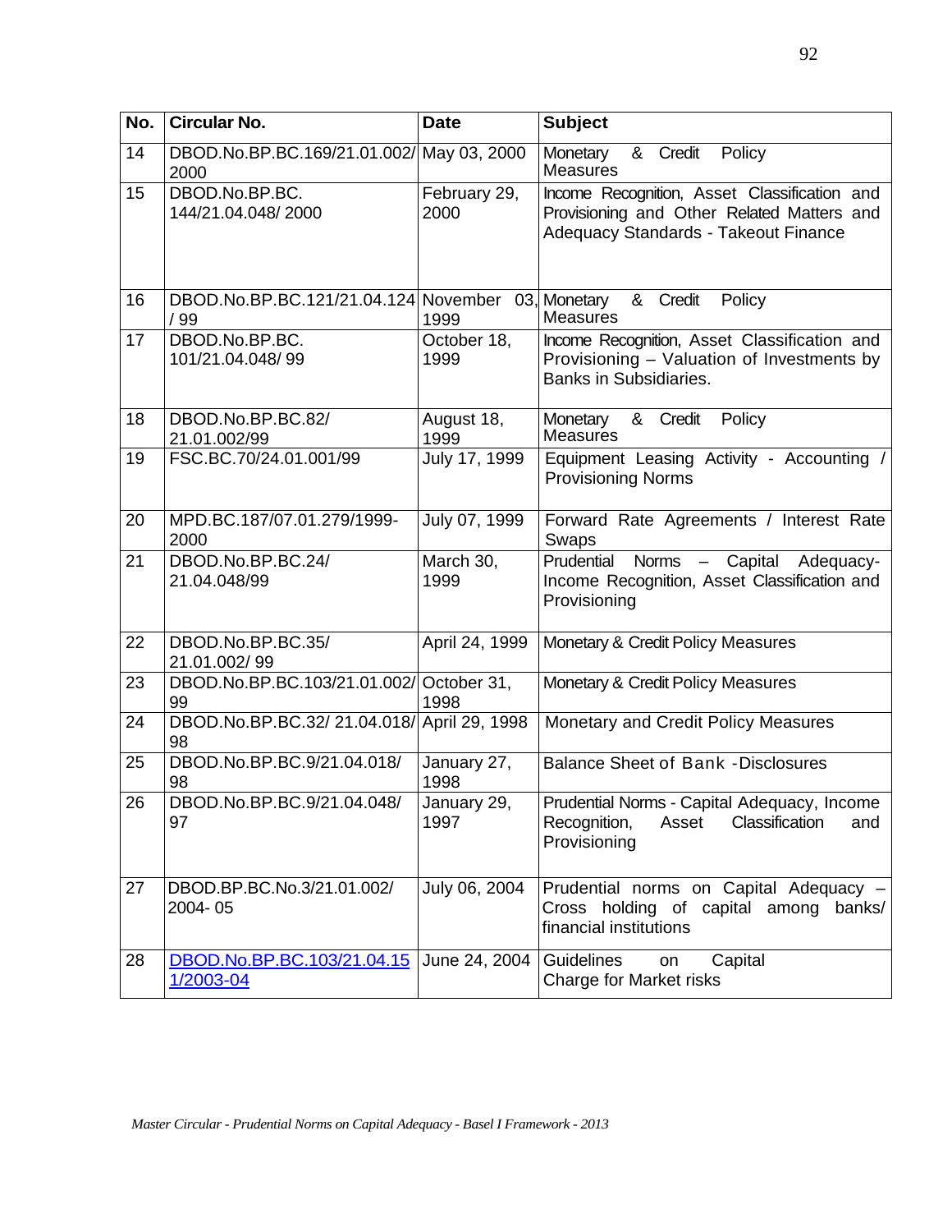| No. | Circular No. | Date | Subject |
|---|---|---|---|
| 14 | DBOD.No.BP.BC.169/21.01.002/ 2000 | May 03, 2000 | Monetary & Credit Policy Measures |
| 15 | DBOD.No.BP.BC. 144/21.04.048/ 2000 | February 29, 2000 | Income Recognition, Asset Classification and Provisioning and Other Related Matters and Adequacy Standards - Takeout Finance |
| 16 | DBOD.No.BP.BC.121/21.04.124 / 99 | November 03, 1999 | Monetary & Credit Policy Measures |
| 17 | DBOD.No.BP.BC. 101/21.04.048/ 99 | October 18, 1999 | Income Recognition, Asset Classification and Provisioning – Valuation of Investments by Banks in Subsidiaries. |
| 18 | DBOD.No.BP.BC.82/ 21.01.002/99 | August 18, 1999 | Monetary & Credit Policy Measures |
| 19 | FSC.BC.70/24.01.001/99 | July 17, 1999 | Equipment Leasing Activity - Accounting / Provisioning Norms |
| 20 | MPD.BC.187/07.01.279/1999-2000 | July 07, 1999 | Forward Rate Agreements / Interest Rate Swaps |
| 21 | DBOD.No.BP.BC.24/ 21.04.048/99 | March 30, 1999 | Prudential Norms – Capital Adequacy- Income Recognition, Asset Classification and Provisioning |
| 22 | DBOD.No.BP.BC.35/ 21.01.002/ 99 | April 24, 1999 | Monetary & Credit Policy Measures |
| 23 | DBOD.No.BP.BC.103/21.01.002/ 99 | October 31, 1998 | Monetary & Credit Policy Measures |
| 24 | DBOD.No.BP.BC.32/ 21.04.018/ 98 | April 29, 1998 | Monetary and Credit Policy Measures |
| 25 | DBOD.No.BP.BC.9/21.04.018/ 98 | January 27, 1998 | Balance Sheet of Bank -Disclosures |
| 26 | DBOD.No.BP.BC.9/21.04.048/ 97 | January 29, 1997 | Prudential Norms - Capital Adequacy, Income Recognition, Asset Classification and Provisioning |
| 27 | DBOD.BP.BC.No.3/21.01.002/ 2004- 05 | July 06, 2004 | Prudential norms on Capital Adequacy – Cross holding of capital among banks/ financial institutions |
| 28 | DBOD.No.BP.BC.103/21.04.151/2003-04 | June 24, 2004 | Guidelines on Capital Charge for Market risks |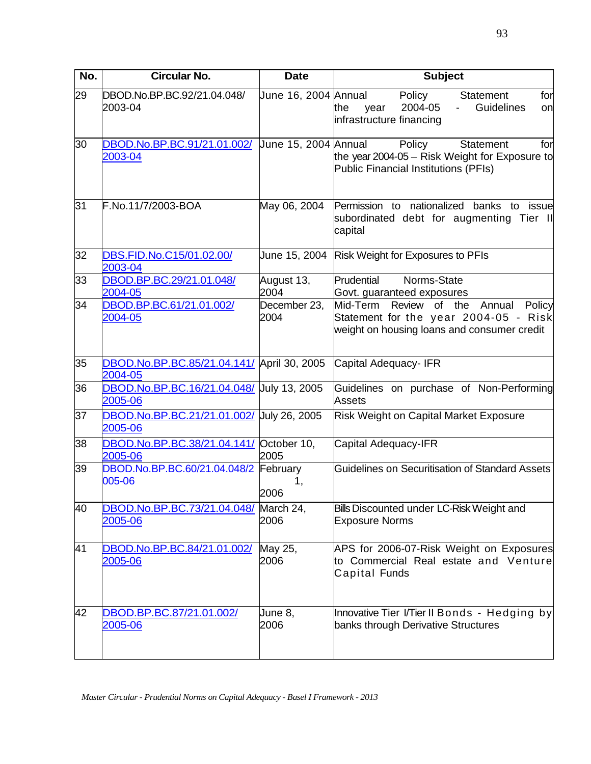| No. | Circular No. | Date | Subject |
|---|---|---|---|
| 29 | DBOD.No.BP.BC.92/21.04.048/ 2003-04 | June 16, 2004 | Annual Policy Statement for the year 2004-05 - Guidelines on infrastructure financing |
| 30 | DBOD.No.BP.BC.91/21.01.002/ 2003-04 | June 15, 2004 | Annual Policy Statement for the year 2004-05 – Risk Weight for Exposure to Public Financial Institutions (PFIs) |
| 31 | F.No.11/7/2003-BOA | May 06, 2004 | Permission to nationalized banks to issue subordinated debt for augmenting Tier II capital |
| 32 | DBS.FID.No.C15/01.02.00/ 2003-04 | June 15, 2004 | Risk Weight for Exposures to PFIs |
| 33 | DBOD.BP.BC.29/21.01.048/ 2004-05 | August 13, 2004 | Prudential Norms-State Govt. guaranteed exposures |
| 34 | DBOD.BP.BC.61/21.01.002/ 2004-05 | December 23, 2004 | Mid-Term Review of the Annual Policy Statement for the year 2004-05 - Risk weight on housing loans and consumer credit |
| 35 | DBOD.No.BP.BC.85/21.04.141/ 2004-05 | April 30, 2005 | Capital Adequacy- IFR |
| 36 | DBOD.No.BP.BC.16/21.04.048/ 2005-06 | July 13, 2005 | Guidelines on purchase of Non-Performing Assets |
| 37 | DBOD.No.BP.BC.21/21.01.002/ 2005-06 | July 26, 2005 | Risk Weight on Capital Market Exposure |
| 38 | DBOD.No.BP.BC.38/21.04.141/ 2005-06 | October 10, 2005 | Capital Adequacy-IFR |
| 39 | DBOD.No.BP.BC.60/21.04.048/2005-06 | February 1, 2006 | Guidelines on Securitisation of Standard Assets |
| 40 | DBOD.No.BP.BC.73/21.04.048/ 2005-06 | March 24, 2006 | Bills Discounted under LC-Risk Weight and Exposure Norms |
| 41 | DBOD.No.BP.BC.84/21.01.002/ 2005-06 | May 25, 2006 | APS for 2006-07-Risk Weight on Exposures to Commercial Real estate and Venture Capital Funds |
| 42 | DBOD.BP.BC.87/21.01.002/ 2005-06 | June 8, 2006 | Innovative Tier I/Tier II Bonds - Hedging by banks through Derivative Structures |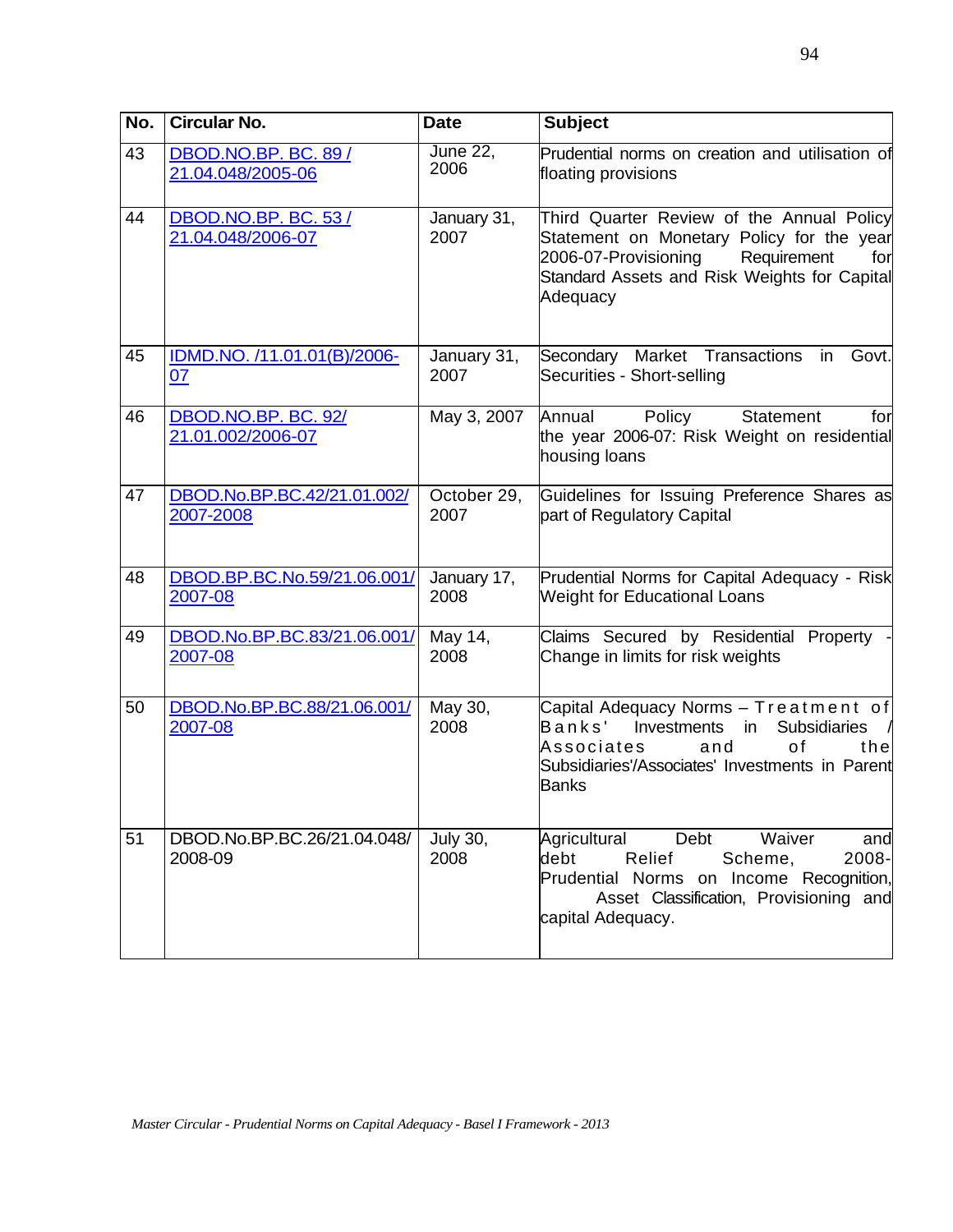| No. | Circular No. | Date | Subject |
|---|---|---|---|
| 43 | [DBOD.NO.BP. BC. 89 / 21.04.048/2005-06]() | June 22, 2006 | Prudential norms on creation and utilisation of floating provisions |
| 44 | [DBOD.NO.BP. BC. 53 / 21.04.048/2006-07]() | January 31, 2007 | Third Quarter Review of the Annual Policy Statement on Monetary Policy for the year 2006-07-Provisioning Requirement for Standard Assets and Risk Weights for Capital Adequacy |
| 45 | [IDMD.NO. /11.01.01(B)/2006-07]() | January 31, 2007 | Secondary Market Transactions in Govt. Securities - Short-selling |
| 46 | [DBOD.NO.BP. BC. 92/ 21.01.002/2006-07]() | May 3, 2007 | Annual Policy Statement for the year 2006-07: Risk Weight on residential housing loans |
| 47 | [DBOD.No.BP.BC.42/21.01.002/ 2007-2008]() | October 29, 2007 | Guidelines for Issuing Preference Shares as part of Regulatory Capital |
| 48 | [DBOD.BP.BC.No.59/21.06.001/ 2007-08]() | January 17, 2008 | Prudential Norms for Capital Adequacy - Risk Weight for Educational Loans |
| 49 | [DBOD.No.BP.BC.83/21.06.001/ 2007-08]() | May 14, 2008 | Claims Secured by Residential Property - Change in limits for risk weights |
| 50 | [DBOD.No.BP.BC.88/21.06.001/ 2007-08]() | May 30, 2008 | Capital Adequacy Norms – Treatment of Banks' Investments in Subsidiaries / Associates and of the Subsidiaries'/Associates' Investments in Parent Banks |
| 51 | DBOD.No.BP.BC.26/21.04.048/ 2008-09 | July 30, 2008 | Agricultural Debt Waiver and debt Relief Scheme, 2008-Prudential Norms on Income Recognition, Asset Classification, Provisioning and capital Adequacy. |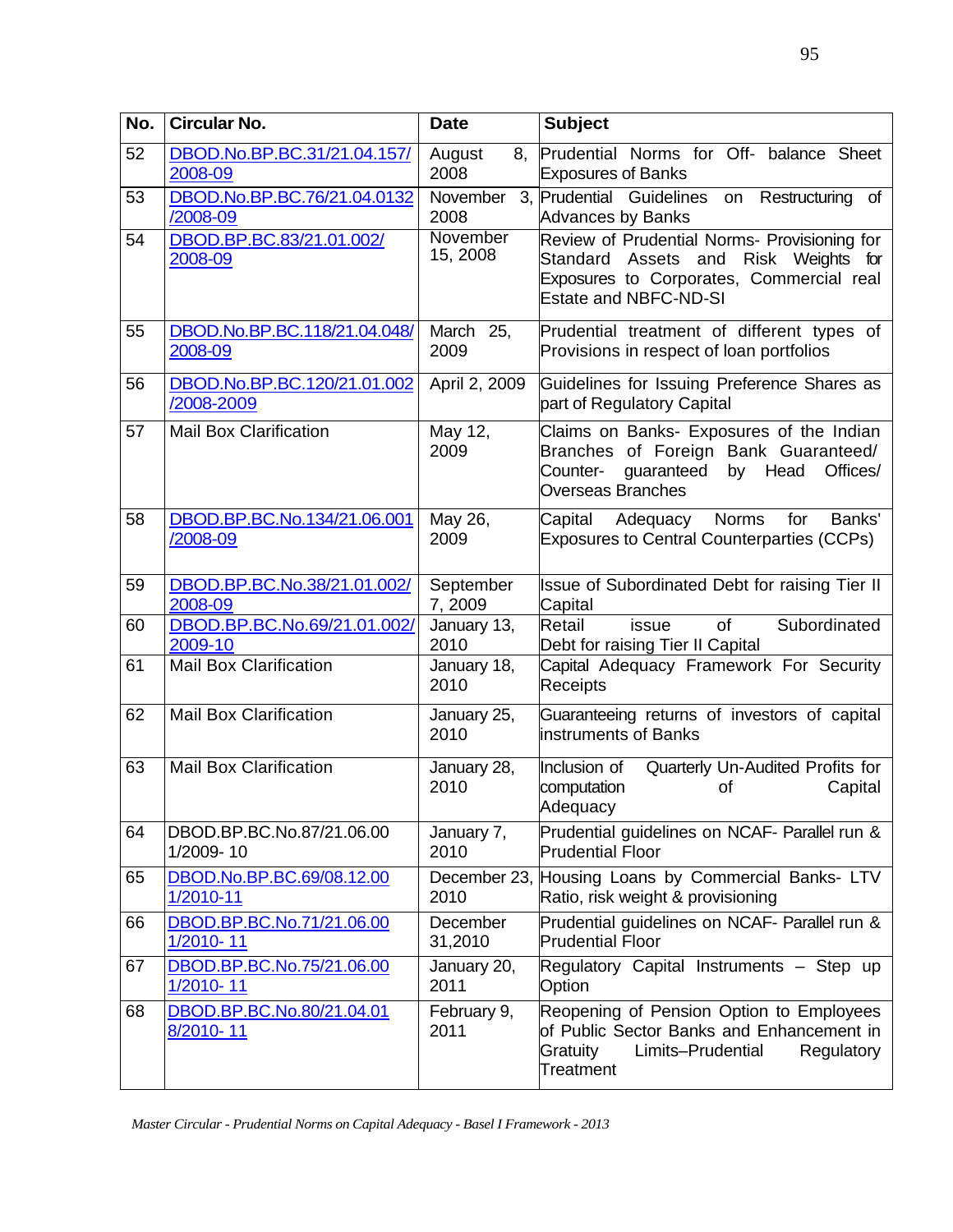| No. | Circular No. | Date | Subject |
|---|---|---|---|
| 52 | DBOD.No.BP.BC.31/21.04.157/2008-09 | August 8, 2008 | Prudential Norms for Off- balance Sheet Exposures of Banks |
| 53 | DBOD.No.BP.BC.76/21.04.0132/2008-09 | November 3, 2008 | Prudential Guidelines on Restructuring of Advances by Banks |
| 54 | DBOD.BP.BC.83/21.01.002/2008-09 | November 15, 2008 | Review of Prudential Norms- Provisioning for Standard Assets and Risk Weights for Exposures to Corporates, Commercial real Estate and NBFC-ND-SI |
| 55 | DBOD.No.BP.BC.118/21.04.048/2008-09 | March 25, 2009 | Prudential treatment of different types of Provisions in respect of loan portfolios |
| 56 | DBOD.No.BP.BC.120/21.01.002/2008-2009 | April 2, 2009 | Guidelines for Issuing Preference Shares as part of Regulatory Capital |
| 57 | Mail Box Clarification | May 12, 2009 | Claims on Banks- Exposures of the Indian Branches of Foreign Bank Guaranteed/ Counter- guaranteed by Head Offices/ Overseas Branches |
| 58 | DBOD.BP.BC.No.134/21.06.001/2008-09 | May 26, 2009 | Capital Adequacy Norms for Banks' Exposures to Central Counterparties (CCPs) |
| 59 | DBOD.BP.BC.No.38/21.01.002/2008-09 | September 7, 2009 | Issue of Subordinated Debt for raising Tier II Capital |
| 60 | DBOD.BP.BC.No.69/21.01.002/2009-10 | January 13, 2010 | Retail issue of Subordinated Debt for raising Tier II Capital |
| 61 | Mail Box Clarification | January 18, 2010 | Capital Adequacy Framework For Security Receipts |
| 62 | Mail Box Clarification | January 25, 2010 | Guaranteeing returns of investors of capital instruments of Banks |
| 63 | Mail Box Clarification | January 28, 2010 | Inclusion of Quarterly Un-Audited Profits for computation of Capital Adequacy |
| 64 | DBOD.BP.BC.No.87/21.06.001/2009- 10 | January 7, 2010 | Prudential guidelines on NCAF- Parallel run & Prudential Floor |
| 65 | DBOD.No.BP.BC.69/08.12.001/2010-11 | December 23, 2010 | Housing Loans by Commercial Banks- LTV Ratio, risk weight & provisioning |
| 66 | DBOD.BP.BC.No.71/21.06.001/2010- 11 | December 31,2010 | Prudential guidelines on NCAF- Parallel run & Prudential Floor |
| 67 | DBOD.BP.BC.No.75/21.06.001/2010- 11 | January 20, 2011 | Regulatory Capital Instruments – Step up Option |
| 68 | DBOD.BP.BC.No.80/21.04.018/2010- 11 | February 9, 2011 | Reopening of Pension Option to Employees of Public Sector Banks and Enhancement in Gratuity Limits–Prudential Regulatory Treatment |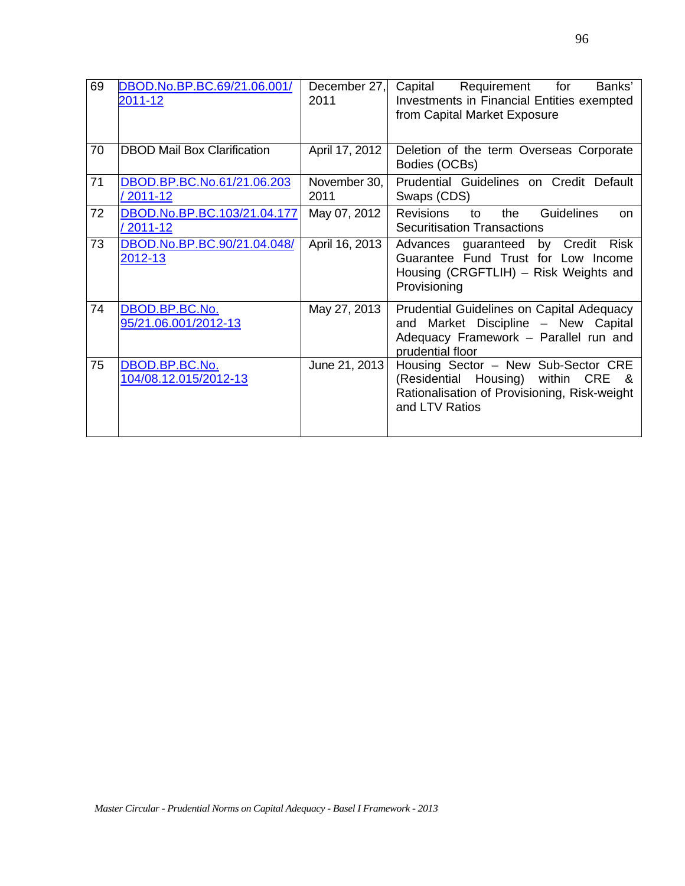| | | | |
|---|---|---|---|
| 69 | DBOD.No.BP.BC.69/21.06.001/ 2011-12 | December 27, 2011 | Capital Requirement for Banks' Investments in Financial Entities exempted from Capital Market Exposure |
| 70 | DBOD Mail Box Clarification | April 17, 2012 | Deletion of the term Overseas Corporate Bodies (OCBs) |
| 71 | DBOD.BP.BC.No.61/21.06.203 / 2011-12 | November 30, 2011 | Prudential Guidelines on Credit Default Swaps (CDS) |
| 72 | DBOD.No.BP.BC.103/21.04.177 / 2011-12 | May 07, 2012 | Revisions to the Guidelines on Securitisation Transactions |
| 73 | DBOD.No.BP.BC.90/21.04.048/ 2012-13 | April 16, 2013 | Advances guaranteed by Credit Risk Guarantee Fund Trust for Low Income Housing (CRGFTLIH) – Risk Weights and Provisioning |
| 74 | DBOD.BP.BC.No. 95/21.06.001/2012-13 | May 27, 2013 | Prudential Guidelines on Capital Adequacy and Market Discipline – New Capital Adequacy Framework – Parallel run and prudential floor |
| 75 | DBOD.BP.BC.No. 104/08.12.015/2012-13 | June 21, 2013 | Housing Sector – New Sub-Sector CRE (Residential Housing) within CRE & Rationalisation of Provisioning, Risk-weight and LTV Ratios |